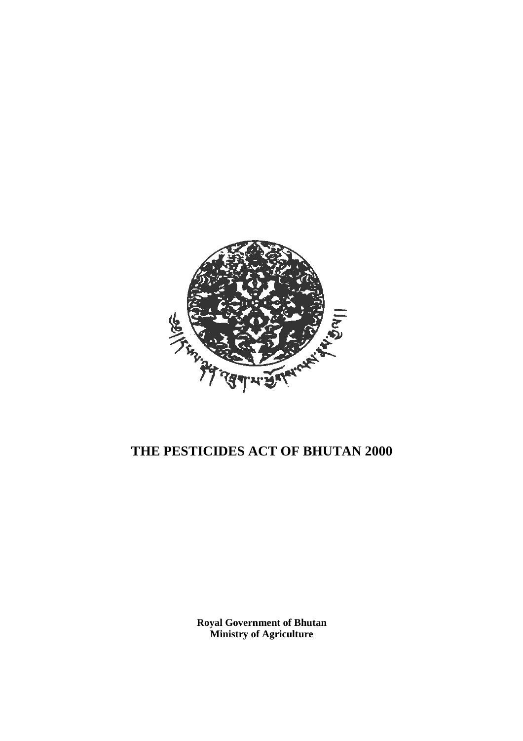# THE PESTICIDES ACT OF BHUTAN 2000

**Royal Government of Bhutan**
**Ministry of Agriculture**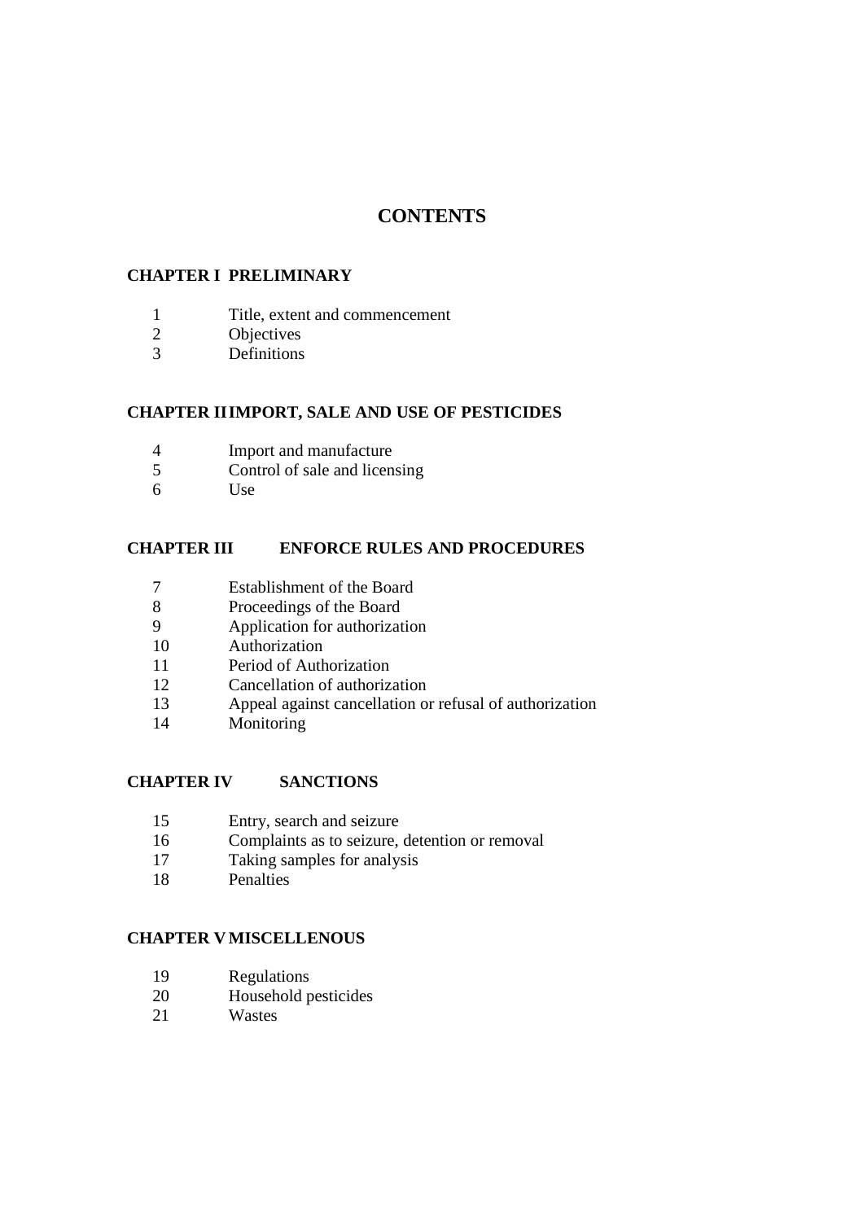# CONTENTS

## CHAPTER I PRELIMINARY

1 Title, extent and commencement
2 Objectives
3 Definitions

## CHAPTER II IMPORT, SALE AND USE OF PESTICIDES

4 Import and manufacture
5 Control of sale and licensing
6 Use

## CHAPTER III ENFORCE RULES AND PROCEDURES

7 Establishment of the Board
8 Proceedings of the Board
9 Application for authorization
10 Authorization
11 Period of Authorization
12 Cancellation of authorization
13 Appeal against cancellation or refusal of authorization
14 Monitoring

## CHAPTER IV SANCTIONS

15 Entry, search and seizure
16 Complaints as to seizure, detention or removal
17 Taking samples for analysis
18 Penalties

## CHAPTER V MISCELLENOUS

19 Regulations
20 Household pesticides
21 Wastes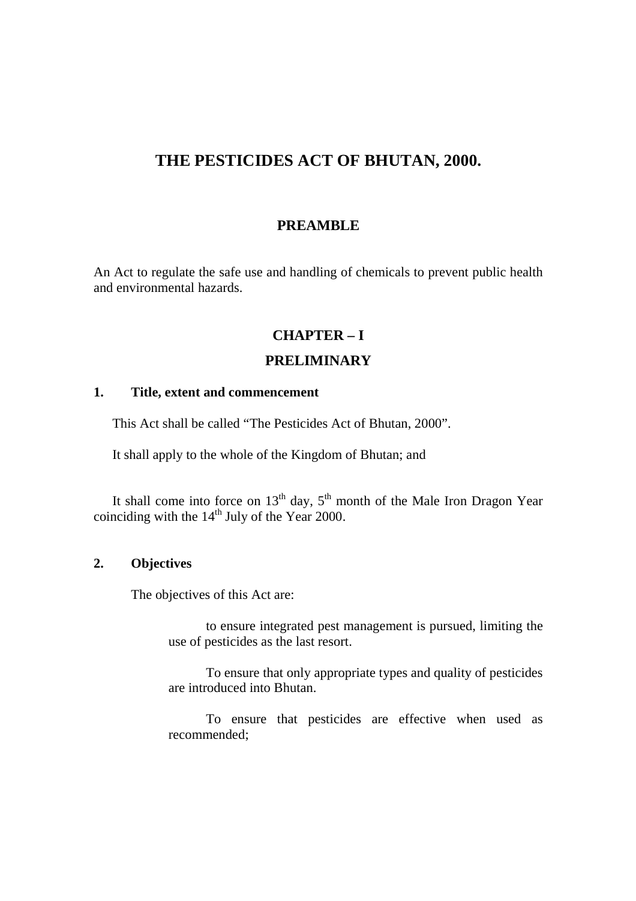# THE PESTICIDES ACT OF BHUTAN, 2000.

## PREAMBLE

An Act to regulate the safe use and handling of chemicals to prevent public health and environmental hazards.

## CHAPTER – I

## PRELIMINARY

### 1. Title, extent and commencement

This Act shall be called "The Pesticides Act of Bhutan, 2000".

It shall apply to the whole of the Kingdom of Bhutan; and

It shall come into force on 13th day, 5th month of the Male Iron Dragon Year coinciding with the 14th July of the Year 2000.

### 2. Objectives

The objectives of this Act are:

to ensure integrated pest management is pursued, limiting the use of pesticides as the last resort.

To ensure that only appropriate types and quality of pesticides are introduced into Bhutan.

To ensure that pesticides are effective when used as recommended;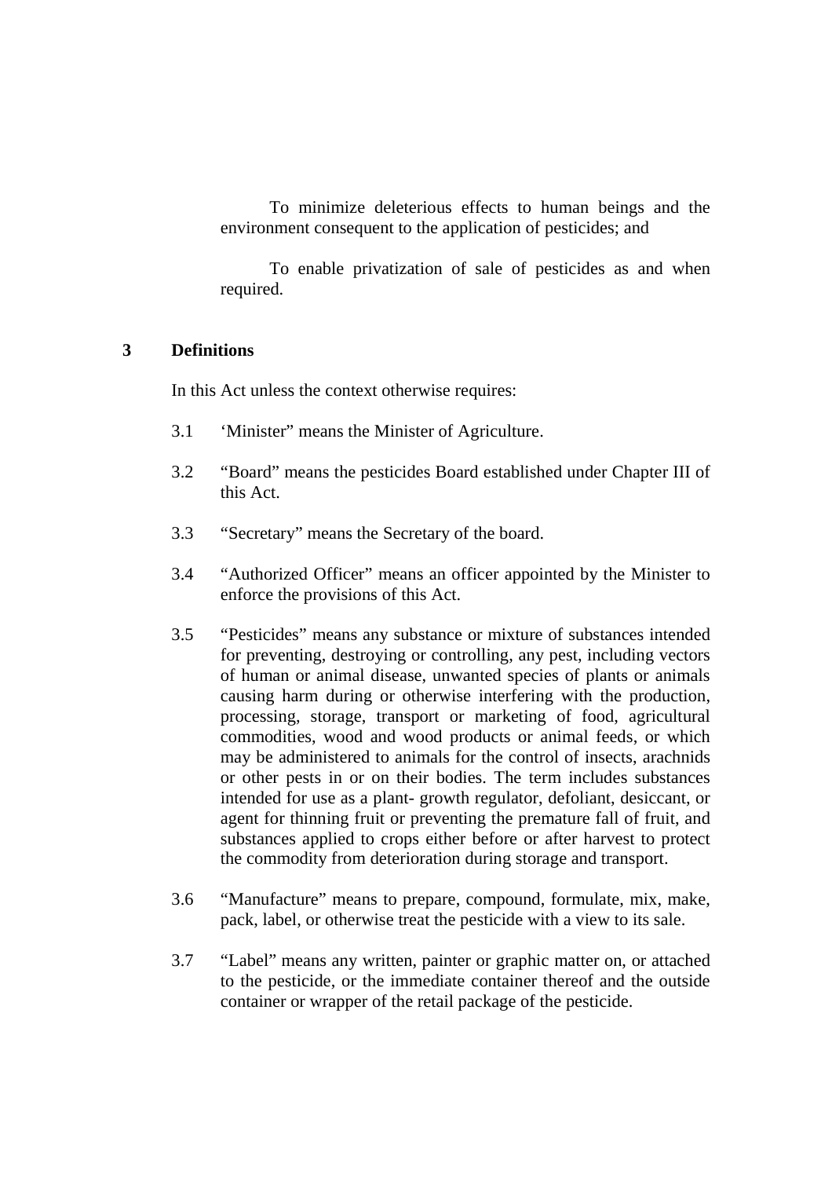To minimize deleterious effects to human beings and the environment consequent to the application of pesticides; and

To enable privatization of sale of pesticides as and when required.

## 3 Definitions

In this Act unless the context otherwise requires:

3.1 'Minister" means the Minister of Agriculture.

3.2 "Board" means the pesticides Board established under Chapter III of this Act.

3.3 "Secretary" means the Secretary of the board.

3.4 "Authorized Officer" means an officer appointed by the Minister to enforce the provisions of this Act.

3.5 "Pesticides" means any substance or mixture of substances intended for preventing, destroying or controlling, any pest, including vectors of human or animal disease, unwanted species of plants or animals causing harm during or otherwise interfering with the production, processing, storage, transport or marketing of food, agricultural commodities, wood and wood products or animal feeds, or which may be administered to animals for the control of insects, arachnids or other pests in or on their bodies. The term includes substances intended for use as a plant- growth regulator, defoliant, desiccant, or agent for thinning fruit or preventing the premature fall of fruit, and substances applied to crops either before or after harvest to protect the commodity from deterioration during storage and transport.

3.6 "Manufacture" means to prepare, compound, formulate, mix, make, pack, label, or otherwise treat the pesticide with a view to its sale.

3.7 "Label" means any written, painter or graphic matter on, or attached to the pesticide, or the immediate container thereof and the outside container or wrapper of the retail package of the pesticide.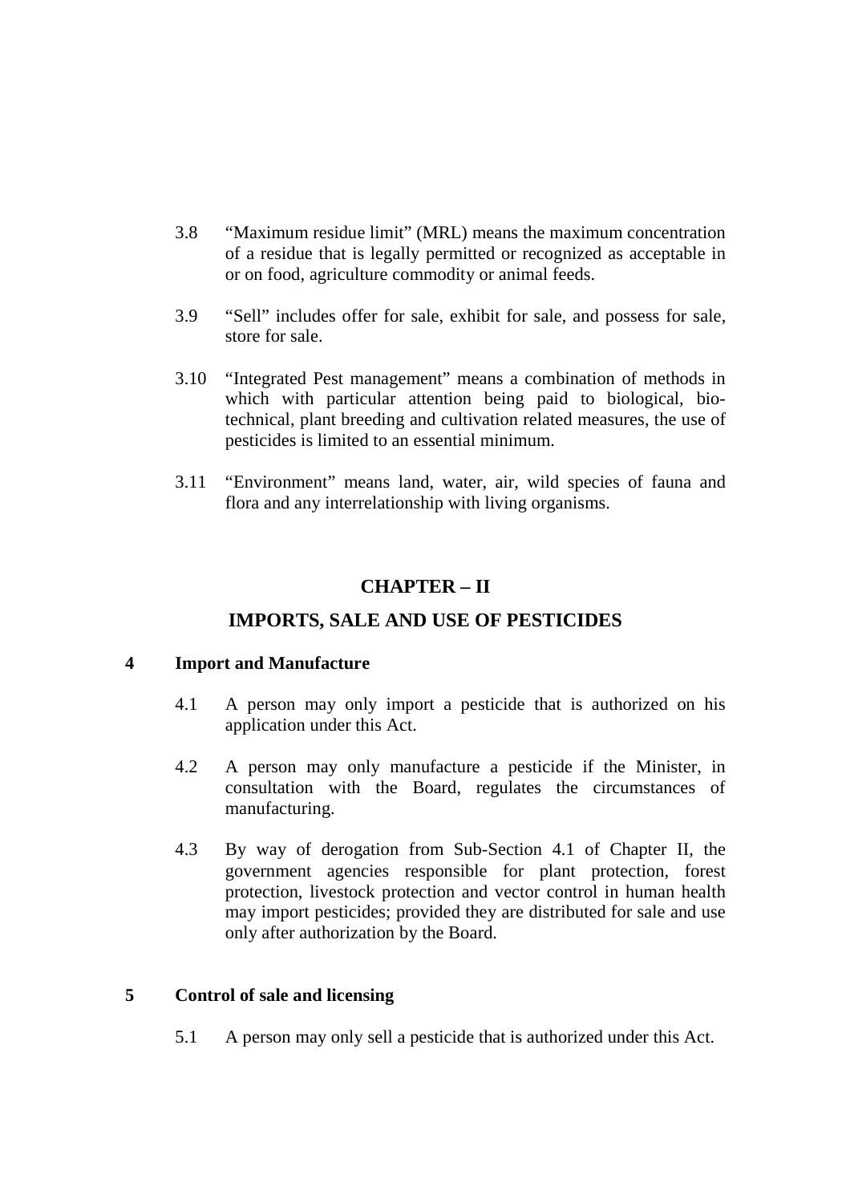3.8 “Maximum residue limit” (MRL) means the maximum concentration of a residue that is legally permitted or recognized as acceptable in or on food, agriculture commodity or animal feeds.

3.9 “Sell” includes offer for sale, exhibit for sale, and possess for sale, store for sale.

3.10 “Integrated Pest management” means a combination of methods in which with particular attention being paid to biological, bio-technical, plant breeding and cultivation related measures, the use of pesticides is limited to an essential minimum.

3.11 “Environment” means land, water, air, wild species of fauna and flora and any interrelationship with living organisms.

## CHAPTER – II

## IMPORTS, SALE AND USE OF PESTICIDES

### 4 Import and Manufacture

4.1 A person may only import a pesticide that is authorized on his application under this Act.

4.2 A person may only manufacture a pesticide if the Minister, in consultation with the Board, regulates the circumstances of manufacturing.

4.3 By way of derogation from Sub-Section 4.1 of Chapter II, the government agencies responsible for plant protection, forest protection, livestock protection and vector control in human health may import pesticides; provided they are distributed for sale and use only after authorization by the Board.

### 5 Control of sale and licensing

5.1 A person may only sell a pesticide that is authorized under this Act.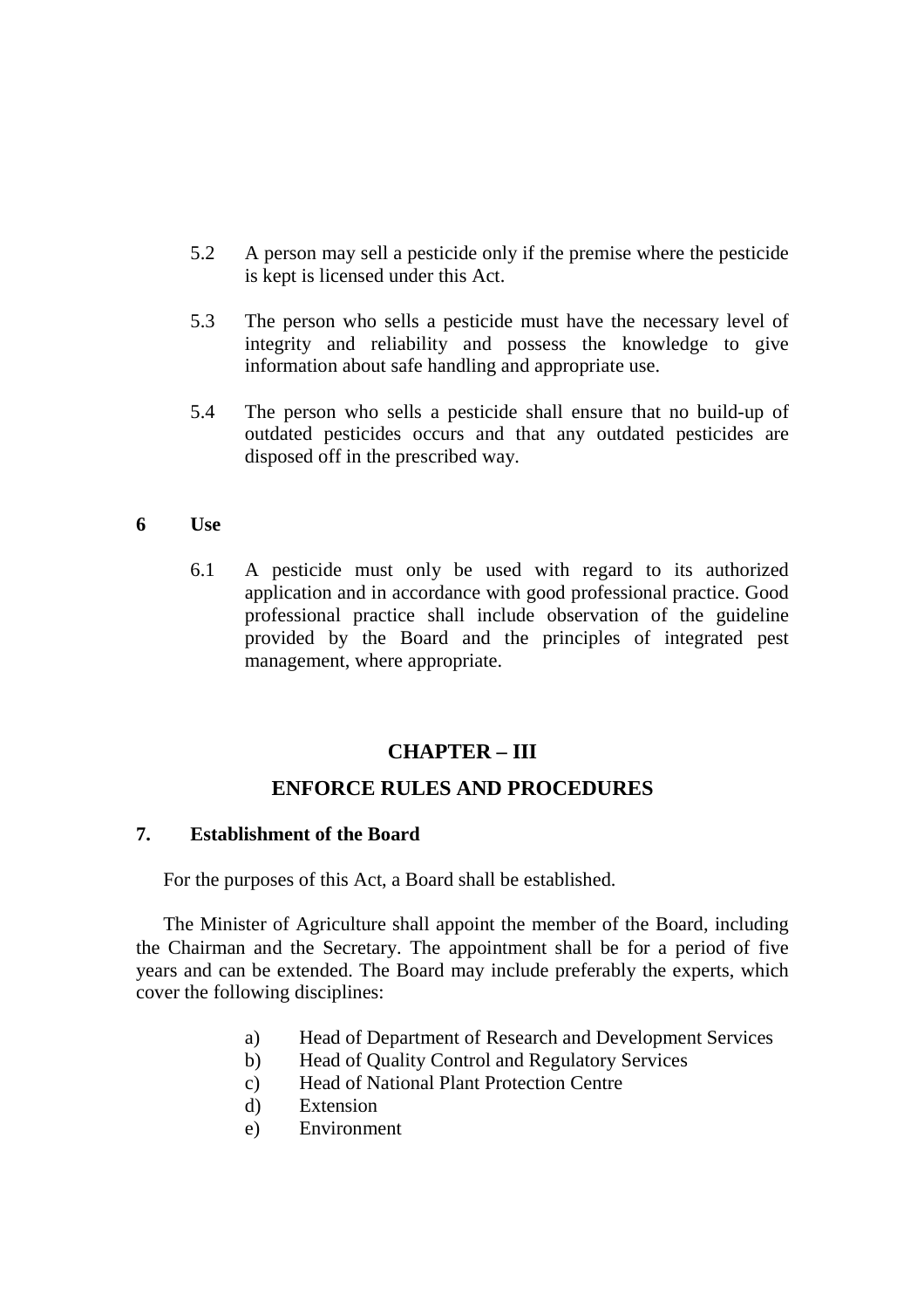5.2 A person may sell a pesticide only if the premise where the pesticide is kept is licensed under this Act.

5.3 The person who sells a pesticide must have the necessary level of integrity and reliability and possess the knowledge to give information about safe handling and appropriate use.

5.4 The person who sells a pesticide shall ensure that no build-up of outdated pesticides occurs and that any outdated pesticides are disposed off in the prescribed way.

### 6 Use

6.1 A pesticide must only be used with regard to its authorized application and in accordance with good professional practice. Good professional practice shall include observation of the guideline provided by the Board and the principles of integrated pest management, where appropriate.

## CHAPTER – III

## ENFORCE RULES AND PROCEDURES

### 7. Establishment of the Board

For the purposes of this Act, a Board shall be established.

The Minister of Agriculture shall appoint the member of the Board, including the Chairman and the Secretary. The appointment shall be for a period of five years and can be extended. The Board may include preferably the experts, which cover the following disciplines:

a) Head of Department of Research and Development Services
b) Head of Quality Control and Regulatory Services
c) Head of National Plant Protection Centre
d) Extension
e) Environment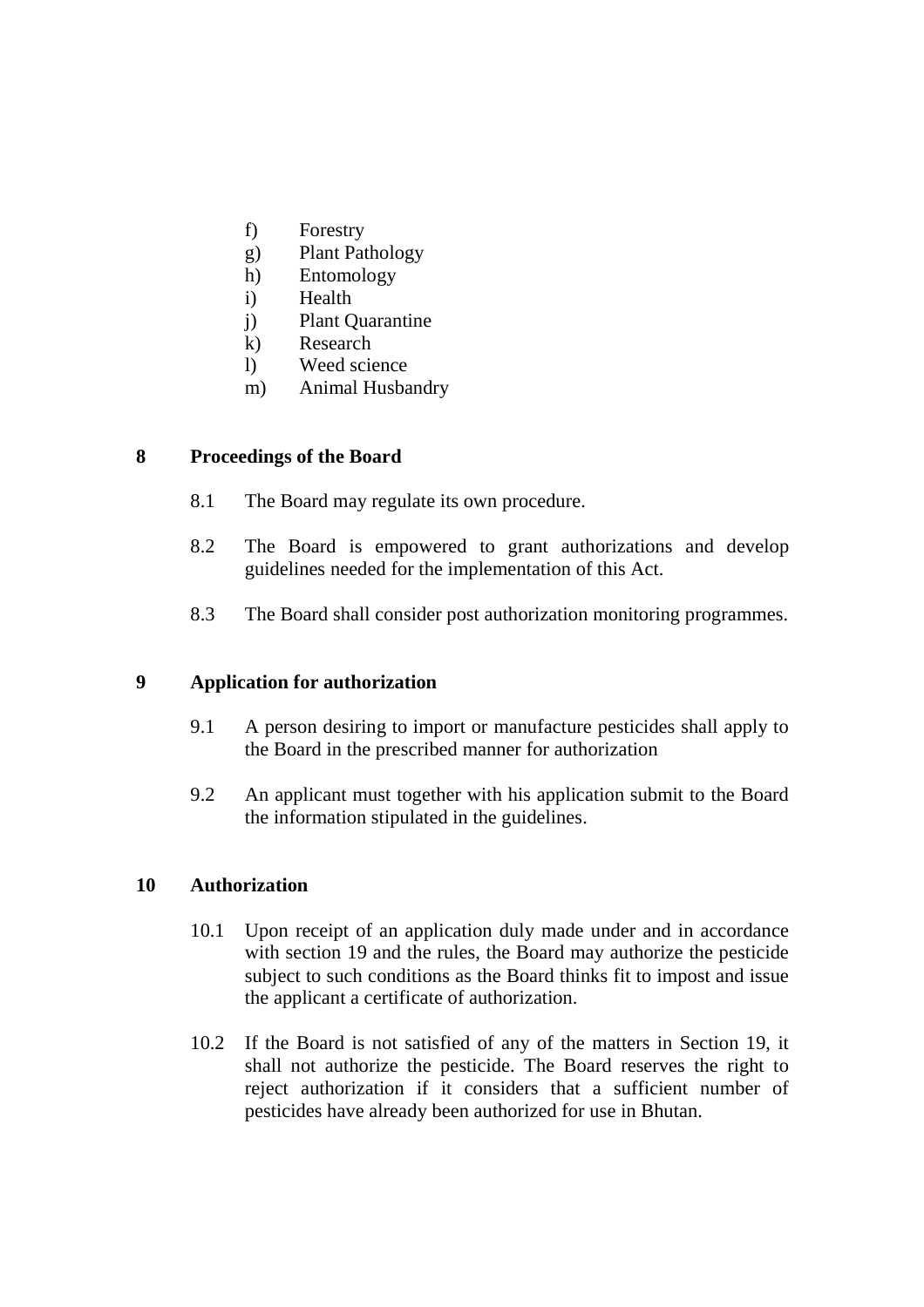f) Forestry
g) Plant Pathology
h) Entomology
i) Health
j) Plant Quarantine
k) Research
l) Weed science
m) Animal Husbandry

## 8 Proceedings of the Board

8.1 The Board may regulate its own procedure.

8.2 The Board is empowered to grant authorizations and develop guidelines needed for the implementation of this Act.

8.3 The Board shall consider post authorization monitoring programmes.

## 9 Application for authorization

9.1 A person desiring to import or manufacture pesticides shall apply to the Board in the prescribed manner for authorization

9.2 An applicant must together with his application submit to the Board the information stipulated in the guidelines.

## 10 Authorization

10.1 Upon receipt of an application duly made under and in accordance with section 19 and the rules, the Board may authorize the pesticide subject to such conditions as the Board thinks fit to impost and issue the applicant a certificate of authorization.

10.2 If the Board is not satisfied of any of the matters in Section 19, it shall not authorize the pesticide. The Board reserves the right to reject authorization if it considers that a sufficient number of pesticides have already been authorized for use in Bhutan.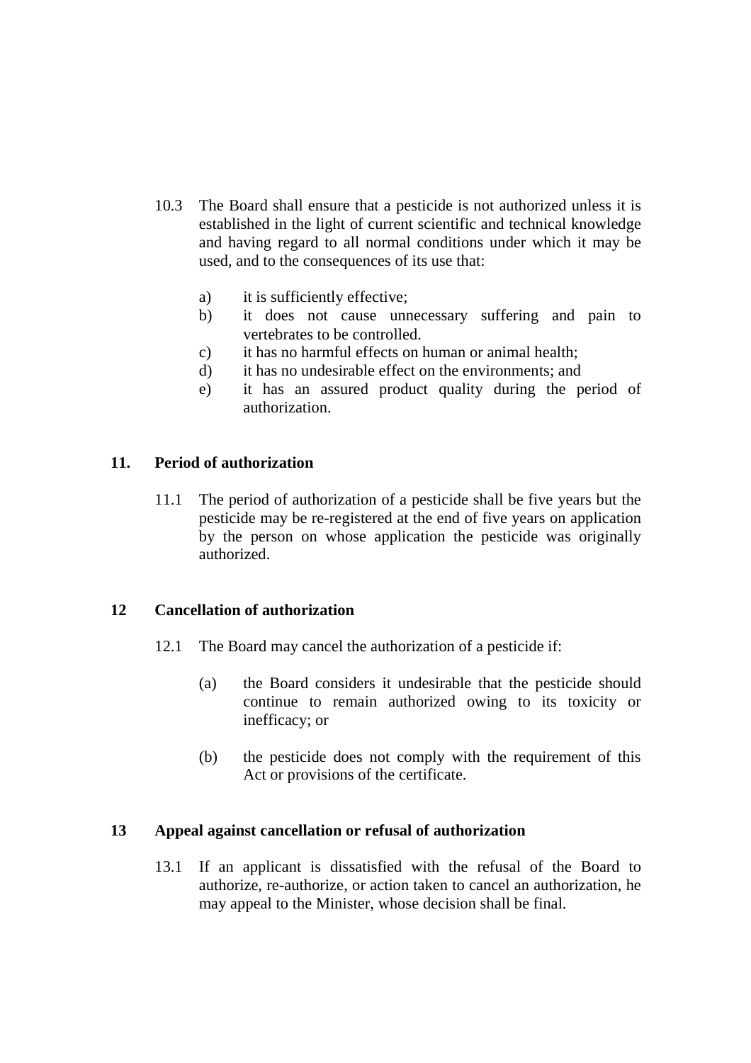10.3 The Board shall ensure that a pesticide is not authorized unless it is established in the light of current scientific and technical knowledge and having regard to all normal conditions under which it may be used, and to the consequences of its use that:

- a) it is sufficiently effective;
- b) it does not cause unnecessary suffering and pain to vertebrates to be controlled.
- c) it has no harmful effects on human or animal health;
- d) it has no undesirable effect on the environments; and
- e) it has an assured product quality during the period of authorization.

## 11. Period of authorization

11.1 The period of authorization of a pesticide shall be five years but the pesticide may be re-registered at the end of five years on application by the person on whose application the pesticide was originally authorized.

## 12 Cancellation of authorization

12.1 The Board may cancel the authorization of a pesticide if:

- (a) the Board considers it undesirable that the pesticide should continue to remain authorized owing to its toxicity or inefficacy; or

- (b) the pesticide does not comply with the requirement of this Act or provisions of the certificate.

## 13 Appeal against cancellation or refusal of authorization

13.1 If an applicant is dissatisfied with the refusal of the Board to authorize, re-authorize, or action taken to cancel an authorization, he may appeal to the Minister, whose decision shall be final.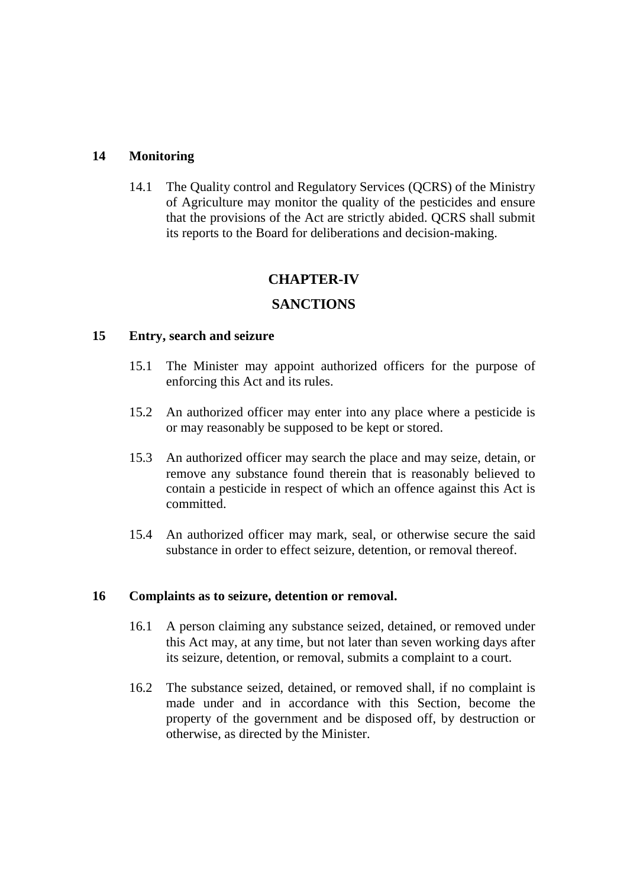## 14 Monitoring

14.1 The Quality control and Regulatory Services (QCRS) of the Ministry of Agriculture may monitor the quality of the pesticides and ensure that the provisions of the Act are strictly abided. QCRS shall submit its reports to the Board for deliberations and decision-making.

# CHAPTER-IV

# SANCTIONS

## 15 Entry, search and seizure

15.1 The Minister may appoint authorized officers for the purpose of enforcing this Act and its rules.

15.2 An authorized officer may enter into any place where a pesticide is or may reasonably be supposed to be kept or stored.

15.3 An authorized officer may search the place and may seize, detain, or remove any substance found therein that is reasonably believed to contain a pesticide in respect of which an offence against this Act is committed.

15.4 An authorized officer may mark, seal, or otherwise secure the said substance in order to effect seizure, detention, or removal thereof.

## 16 Complaints as to seizure, detention or removal.

16.1 A person claiming any substance seized, detained, or removed under this Act may, at any time, but not later than seven working days after its seizure, detention, or removal, submits a complaint to a court.

16.2 The substance seized, detained, or removed shall, if no complaint is made under and in accordance with this Section, become the property of the government and be disposed off, by destruction or otherwise, as directed by the Minister.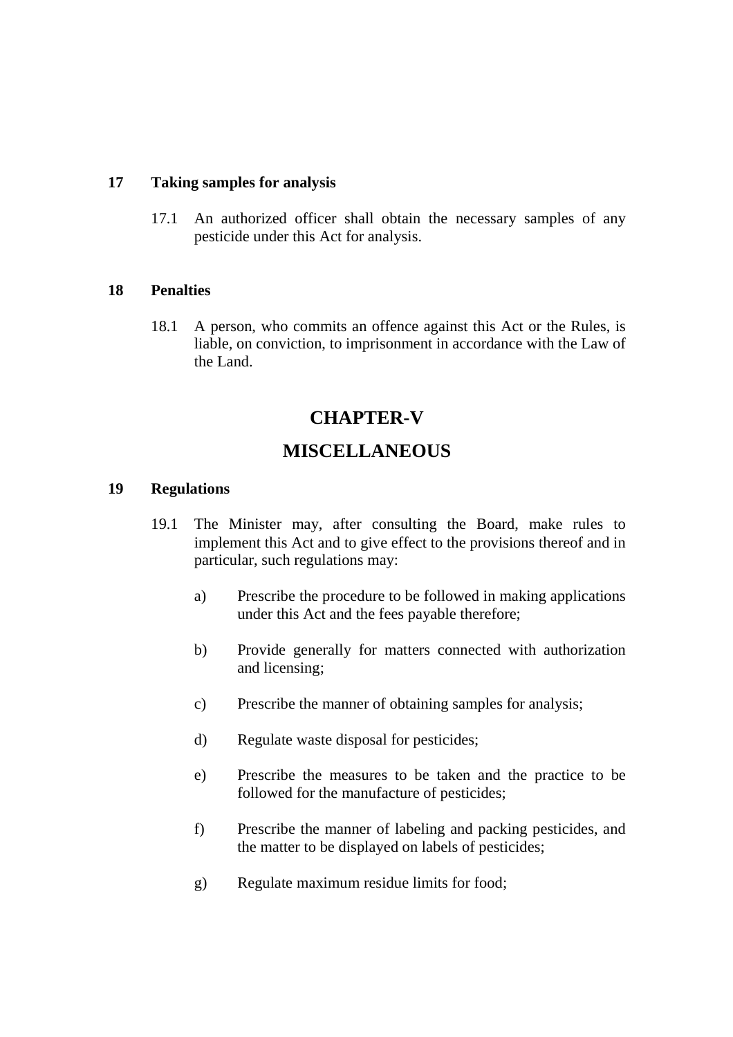**17 Taking samples for analysis**

17.1 An authorized officer shall obtain the necessary samples of any pesticide under this Act for analysis.

**18 Penalties**

18.1 A person, who commits an offence against this Act or the Rules, is liable, on conviction, to imprisonment in accordance with the Law of the Land.

## CHAPTER-V

## MISCELLANEOUS

**19 Regulations**

19.1 The Minister may, after consulting the Board, make rules to implement this Act and to give effect to the provisions thereof and in particular, such regulations may:

a) Prescribe the procedure to be followed in making applications under this Act and the fees payable therefore;

b) Provide generally for matters connected with authorization and licensing;

c) Prescribe the manner of obtaining samples for analysis;

d) Regulate waste disposal for pesticides;

e) Prescribe the measures to be taken and the practice to be followed for the manufacture of pesticides;

f) Prescribe the manner of labeling and packing pesticides, and the matter to be displayed on labels of pesticides;

g) Regulate maximum residue limits for food;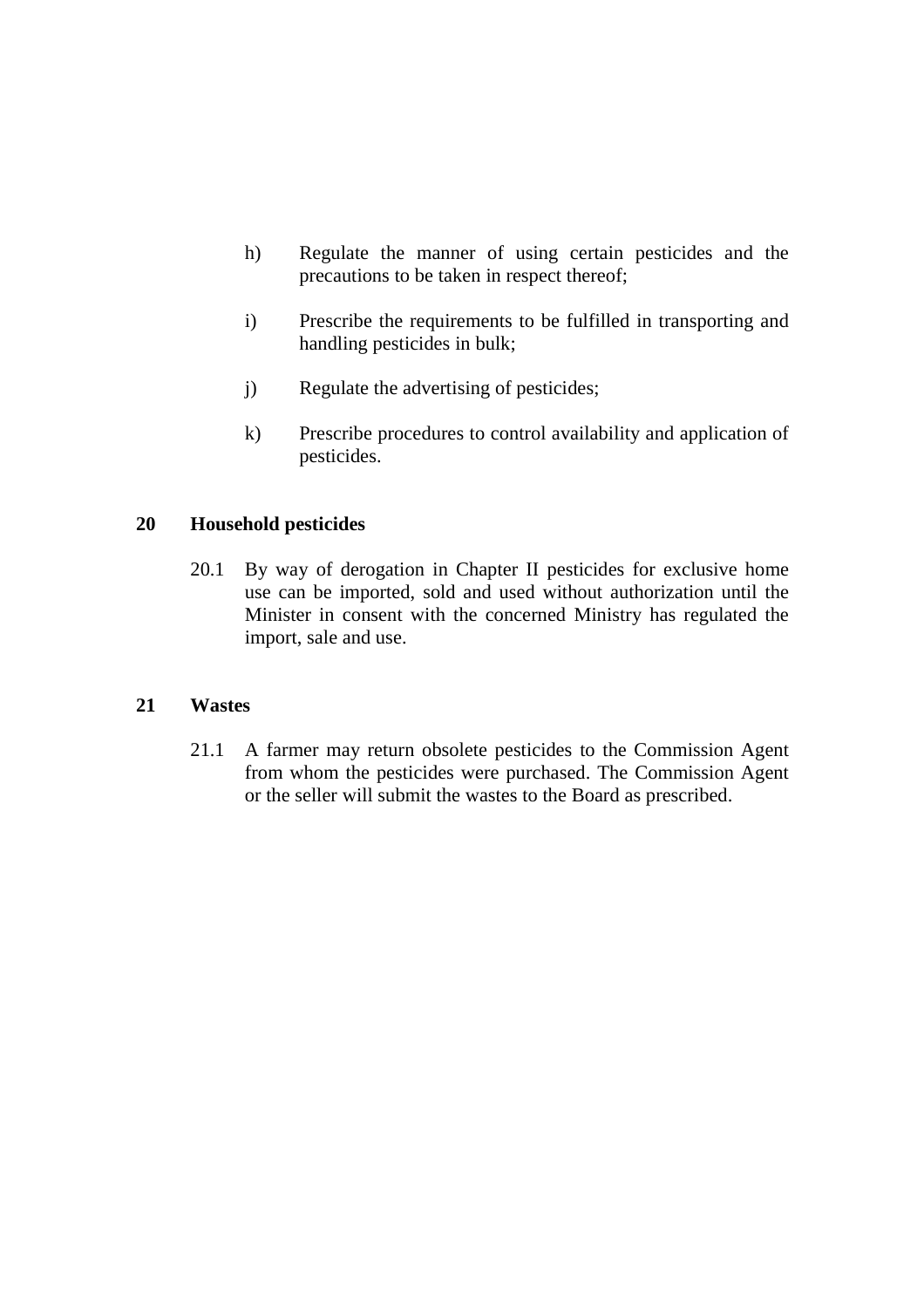h) Regulate the manner of using certain pesticides and the precautions to be taken in respect thereof;

i) Prescribe the requirements to be fulfilled in transporting and handling pesticides in bulk;

j) Regulate the advertising of pesticides;

k) Prescribe procedures to control availability and application of pesticides.

## 20 Household pesticides

20.1 By way of derogation in Chapter II pesticides for exclusive home use can be imported, sold and used without authorization until the Minister in consent with the concerned Ministry has regulated the import, sale and use.

## 21 Wastes

21.1 A farmer may return obsolete pesticides to the Commission Agent from whom the pesticides were purchased. The Commission Agent or the seller will submit the wastes to the Board as prescribed.